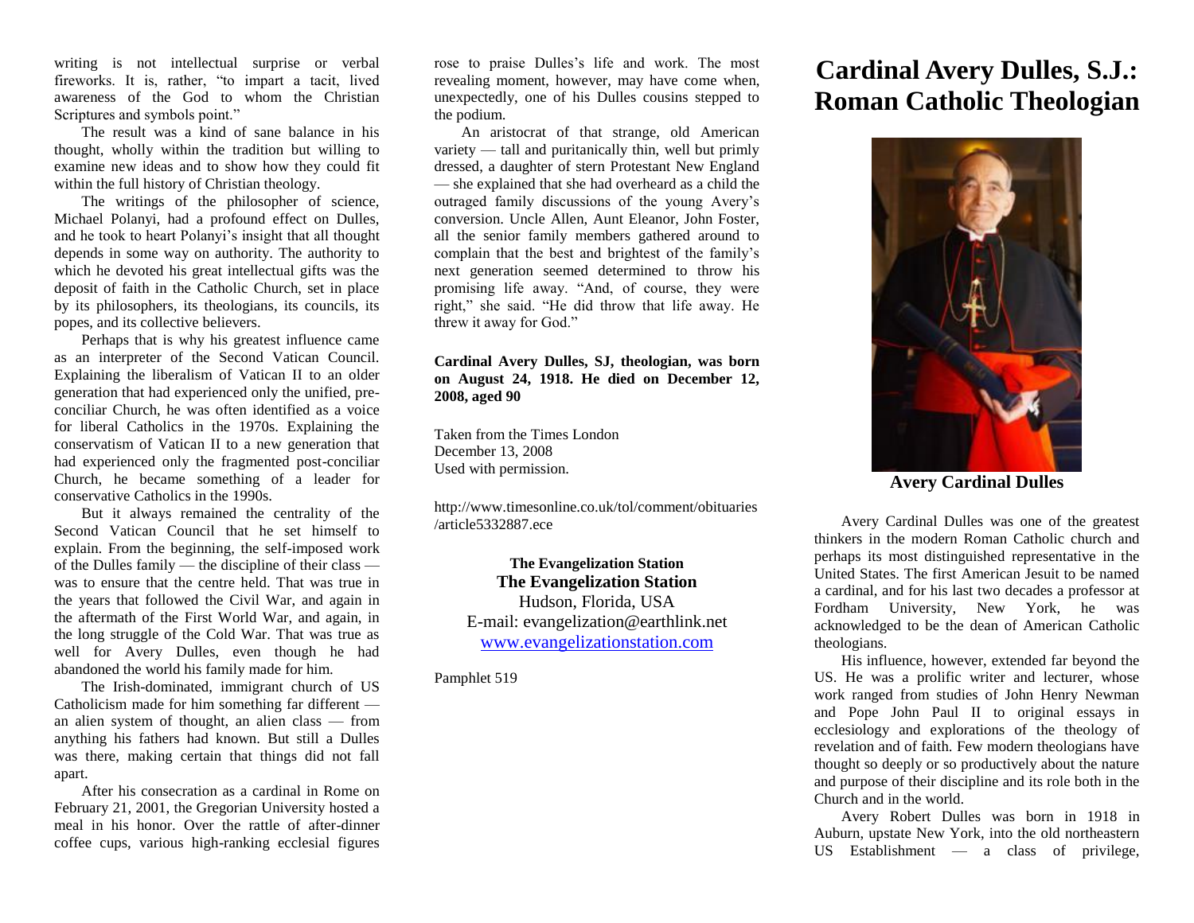writing is not intellectual surprise or verbal fireworks. It is, rather, "to impart a tacit, lived awareness of the God to whom the Christian Scriptures and symbols point."

The result was a kind of sane balance in his thought, wholly within the tradition but willing to examine new ideas and to show how they could fit within the full history of Christian theology.

The writings of the philosopher of science, Michael Polanyi, had a profound effect on Dulles, and he took to heart Polanyi's insight that all thought depends in some way on authority. The authority to which he devoted his great intellectual gifts was the deposit of faith in the Catholic Church, set in place by its philosophers, its theologians, its councils, its popes, and its collective believers.

Perhaps that is why his greatest influence came as an interpreter of the Second Vatican Council. Explaining the liberalism of Vatican II to an older generation that had experienced only the unified, pre-conciliar Church, he was often identified as a voice for liberal Catholics in the 1970s. Explaining the conservatism of Vatican II to a new generation that had experienced only the fragmented post-conciliar Church, he became something of a leader for conservative Catholics in the 1990s.

But it always remained the centrality of the Second Vatican Council that he set himself to explain. From the beginning, the self-imposed work of the Dulles family — the discipline of their class — was to ensure that the centre held. That was true in the years that followed the Civil War, and again in the aftermath of the First World War, and again, in the long struggle of the Cold War. That was true as well for Avery Dulles, even though he had abandoned the world his family made for him.

The Irish-dominated, immigrant church of US Catholicism made for him something far different — an alien system of thought, an alien class — from anything his fathers had known. But still a Dulles was there, making certain that things did not fall apart.

After his consecration as a cardinal in Rome on February 21, 2001, the Gregorian University hosted a meal in his honor. Over the rattle of after-dinner coffee cups, various high-ranking ecclesial figures rose to praise Dulles's life and work. The most revealing moment, however, may have come when, unexpectedly, one of his Dulles cousins stepped to the podium.

An aristocrat of that strange, old American variety — tall and puritanically thin, well but primly dressed, a daughter of stern Protestant New England — she explained that she had overheard as a child the outraged family discussions of the young Avery's conversion. Uncle Allen, Aunt Eleanor, John Foster, all the senior family members gathered around to complain that the best and brightest of the family's next generation seemed determined to throw his promising life away. "And, of course, they were right," she said. "He did throw that life away. He threw it away for God."

**Cardinal Avery Dulles, SJ, theologian, was born on August 24, 1918. He died on December 12, 2008, aged 90**

Taken from the Times London
December 13, 2008
Used with permission.

http://www.timesonline.co.uk/tol/comment/obituaries/article5332887.ece

**The Evangelization Station**
**The Evangelization Station**
Hudson, Florida, USA
E-mail: evangelization@earthlink.net
www.evangelizationstation.com

Pamphlet 519

# Cardinal Avery Dulles, S.J.: Roman Catholic Theologian

**Avery Cardinal Dulles**

Avery Cardinal Dulles was one of the greatest thinkers in the modern Roman Catholic church and perhaps its most distinguished representative in the United States. The first American Jesuit to be named a cardinal, and for his last two decades a professor at Fordham University, New York, he was acknowledged to be the dean of American Catholic theologians.

His influence, however, extended far beyond the US. He was a prolific writer and lecturer, whose work ranged from studies of John Henry Newman and Pope John Paul II to original essays in ecclesiology and explorations of the theology of revelation and of faith. Few modern theologians have thought so deeply or so productively about the nature and purpose of their discipline and its role both in the Church and in the world.

Avery Robert Dulles was born in 1918 in Auburn, upstate New York, into the old northeastern US Establishment — a class of privilege,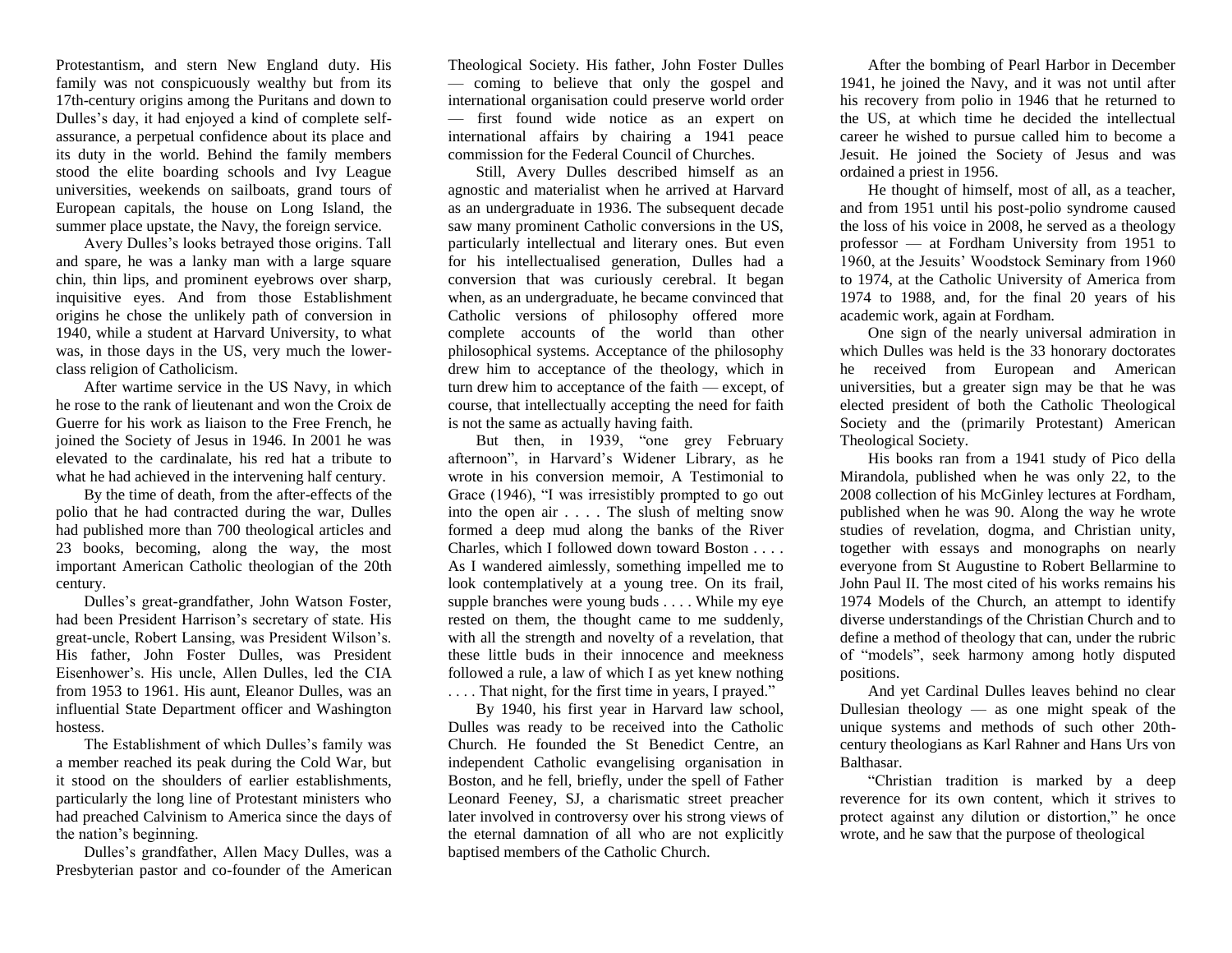Protestantism, and stern New England duty. His family was not conspicuously wealthy but from its 17th-century origins among the Puritans and down to Dulles's day, it had enjoyed a kind of complete self-assurance, a perpetual confidence about its place and its duty in the world. Behind the family members stood the elite boarding schools and Ivy League universities, weekends on sailboats, grand tours of European capitals, the house on Long Island, the summer place upstate, the Navy, the foreign service.

Avery Dulles's looks betrayed those origins. Tall and spare, he was a lanky man with a large square chin, thin lips, and prominent eyebrows over sharp, inquisitive eyes. And from those Establishment origins he chose the unlikely path of conversion in 1940, while a student at Harvard University, to what was, in those days in the US, very much the lower-class religion of Catholicism.

After wartime service in the US Navy, in which he rose to the rank of lieutenant and won the Croix de Guerre for his work as liaison to the Free French, he joined the Society of Jesus in 1946. In 2001 he was elevated to the cardinalate, his red hat a tribute to what he had achieved in the intervening half century.

By the time of death, from the after-effects of the polio that he had contracted during the war, Dulles had published more than 700 theological articles and 23 books, becoming, along the way, the most important American Catholic theologian of the 20th century.

Dulles's great-grandfather, John Watson Foster, had been President Harrison's secretary of state. His great-uncle, Robert Lansing, was President Wilson's. His father, John Foster Dulles, was President Eisenhower's. His uncle, Allen Dulles, led the CIA from 1953 to 1961. His aunt, Eleanor Dulles, was an influential State Department officer and Washington hostess.

The Establishment of which Dulles's family was a member reached its peak during the Cold War, but it stood on the shoulders of earlier establishments, particularly the long line of Protestant ministers who had preached Calvinism to America since the days of the nation's beginning.

Dulles's grandfather, Allen Macy Dulles, was a Presbyterian pastor and co-founder of the American Theological Society. His father, John Foster Dulles — coming to believe that only the gospel and international organisation could preserve world order — first found wide notice as an expert on international affairs by chairing a 1941 peace commission for the Federal Council of Churches.

Still, Avery Dulles described himself as an agnostic and materialist when he arrived at Harvard as an undergraduate in 1936. The subsequent decade saw many prominent Catholic conversions in the US, particularly intellectual and literary ones. But even for his intellectualised generation, Dulles had a conversion that was curiously cerebral. It began when, as an undergraduate, he became convinced that Catholic versions of philosophy offered more complete accounts of the world than other philosophical systems. Acceptance of the philosophy drew him to acceptance of the theology, which in turn drew him to acceptance of the faith — except, of course, that intellectually accepting the need for faith is not the same as actually having faith.

But then, in 1939, "one grey February afternoon", in Harvard's Widener Library, as he wrote in his conversion memoir, A Testimonial to Grace (1946), "I was irresistibly prompted to go out into the open air . . . . The slush of melting snow formed a deep mud along the banks of the River Charles, which I followed down toward Boston . . . . As I wandered aimlessly, something impelled me to look contemplatively at a young tree. On its frail, supple branches were young buds . . . . While my eye rested on them, the thought came to me suddenly, with all the strength and novelty of a revelation, that these little buds in their innocence and meekness followed a rule, a law of which I as yet knew nothing . . . . That night, for the first time in years, I prayed."

By 1940, his first year in Harvard law school, Dulles was ready to be received into the Catholic Church. He founded the St Benedict Centre, an independent Catholic evangelising organisation in Boston, and he fell, briefly, under the spell of Father Leonard Feeney, SJ, a charismatic street preacher later involved in controversy over his strong views of the eternal damnation of all who are not explicitly baptised members of the Catholic Church.

After the bombing of Pearl Harbor in December 1941, he joined the Navy, and it was not until after his recovery from polio in 1946 that he returned to the US, at which time he decided the intellectual career he wished to pursue called him to become a Jesuit. He joined the Society of Jesus and was ordained a priest in 1956.

He thought of himself, most of all, as a teacher, and from 1951 until his post-polio syndrome caused the loss of his voice in 2008, he served as a theology professor — at Fordham University from 1951 to 1960, at the Jesuits' Woodstock Seminary from 1960 to 1974, at the Catholic University of America from 1974 to 1988, and, for the final 20 years of his academic work, again at Fordham.

One sign of the nearly universal admiration in which Dulles was held is the 33 honorary doctorates he received from European and American universities, but a greater sign may be that he was elected president of both the Catholic Theological Society and the (primarily Protestant) American Theological Society.

His books ran from a 1941 study of Pico della Mirandola, published when he was only 22, to the 2008 collection of his McGinley lectures at Fordham, published when he was 90. Along the way he wrote studies of revelation, dogma, and Christian unity, together with essays and monographs on nearly everyone from St Augustine to Robert Bellarmine to John Paul II. The most cited of his works remains his 1974 Models of the Church, an attempt to identify diverse understandings of the Christian Church and to define a method of theology that can, under the rubric of "models", seek harmony among hotly disputed positions.

And yet Cardinal Dulles leaves behind no clear Dullesian theology — as one might speak of the unique systems and methods of such other 20th-century theologians as Karl Rahner and Hans Urs von Balthasar.

"Christian tradition is marked by a deep reverence for its own content, which it strives to protect against any dilution or distortion," he once wrote, and he saw that the purpose of theological